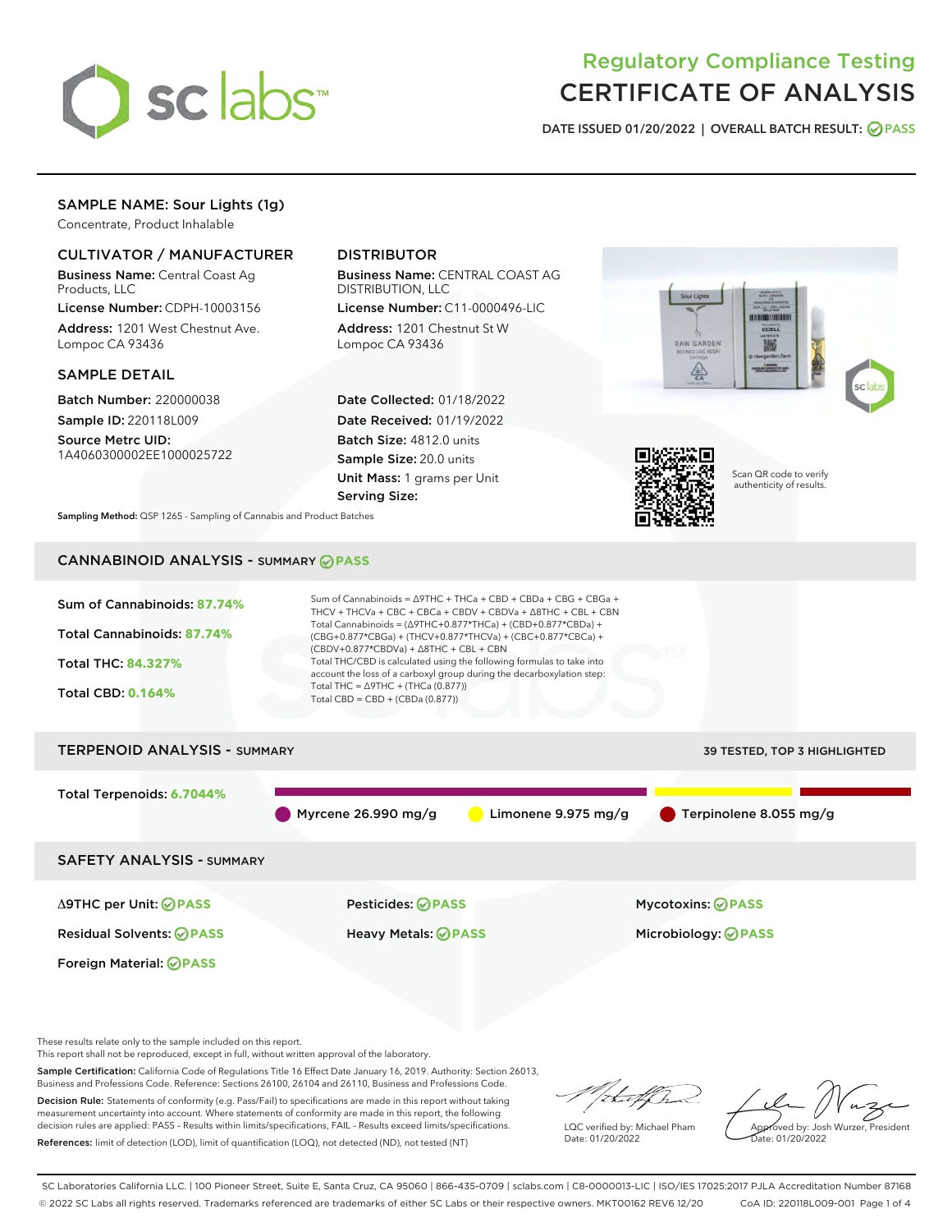# Regulatory Compliance Testing
# CERTIFICATE OF ANALYSIS

DATE ISSUED 01/20/2022 | OVERALL BATCH RESULT: PASS

## SAMPLE NAME: Sour Lights (1g)

Concentrate, Product Inhalable

### CULTIVATOR / MANUFACTURER

**Business Name:** Central Coast Ag Products, LLC

**License Number:** CDPH-10003156

**Address:** 1201 West Chestnut Ave. Lompoc CA 93436

### DISTRIBUTOR

**Business Name:** CENTRAL COAST AG DISTRIBUTION, LLC

**License Number:** C11-0000496-LIC

**Address:** 1201 Chestnut St W Lompoc CA 93436

### SAMPLE DETAIL

**Batch Number:** 220000038

**Sample ID:** 220118L009

**Source Metrc UID:** 1A4060300002EE1000025722

**Date Collected:** 01/18/2022

**Date Received:** 01/19/2022

**Batch Size:** 4812.0 units

**Sample Size:** 20.0 units

**Unit Mass:** 1 grams per Unit

**Serving Size:**

Scan QR code to verify authenticity of results.

**Sampling Method:** QSP 1265 - Sampling of Cannabis and Product Batches

## CANNABINOID ANALYSIS - SUMMARY PASS

Sum of Cannabinoids: **87.74%**

Total Cannabinoids: **87.74%**

Total THC: **84.327%**

Total CBD: **0.164%**

Sum of Cannabinoids = Δ9THC + THCa + CBD + CBDa + CBG + CBGa + THCV + THCVa + CBC + CBCa + CBDV + CBDVa + Δ8THC + CBL + CBN

Total Cannabinoids = (Δ9THC+0.877*THCa) + (CBD+0.877*CBDa) + (CBG+0.877*CBGa) + (THCV+0.877*THCVa) + (CBC+0.877*CBCa) + (CBDV+0.877*CBDVa) + Δ8THC + CBL + CBN

Total THC/CBD is calculated using the following formulas to take into account the loss of a carboxyl group during the decarboxylation step:

Total THC = Δ9THC + (THCa (0.877))

Total CBD = CBD + (CBDa (0.877))

## TERPENOID ANALYSIS - SUMMARY

39 TESTED, TOP 3 HIGHLIGHTED

Total Terpenoids: **6.7044%**

Myrcene 26.990 mg/g | Limonene 9.975 mg/g | Terpinolene 8.055 mg/g

## SAFETY ANALYSIS - SUMMARY

| | | |
|---|---|---|
| Δ9THC per Unit: PASS | Pesticides: PASS | Mycotoxins: PASS |
| Residual Solvents: PASS | Heavy Metals: PASS | Microbiology: PASS |
| Foreign Material: PASS | | |

These results relate only to the sample included on this report.
This report shall not be reproduced, except in full, without written approval of the laboratory.

**Sample Certification:** California Code of Regulations Title 16 Effect Date January 16, 2019. Authority: Section 26013, Business and Professions Code. Reference: Sections 26100, 26104 and 26110, Business and Professions Code.

**Decision Rule:** Statements of conformity (e.g. Pass/Fail) to specifications are made in this report without taking measurement uncertainty into account. Where statements of conformity are made in this report, the following decision rules are applied: PASS – Results within limits/specifications, FAIL – Results exceed limits/specifications.

**References:** limit of detection (LOD), limit of quantification (LOQ), not detected (ND), not tested (NT)

LQC verified by: Michael Pham
Date: 01/20/2022

Approved by: Josh Wurzer, President
Date: 01/20/2022

SC Laboratories California LLC. | 100 Pioneer Street, Suite E, Santa Cruz, CA 95060 | 866-435-0709 | sclabs.com | C8-0000013-LIC | ISO/IES 17025:2017 PJLA Accreditation Number 87168
© 2022 SC Labs all rights reserved. Trademarks referenced are trademarks of either SC Labs or their respective owners. MKT00162 REV6 12/20 CoA ID: 220118L009-001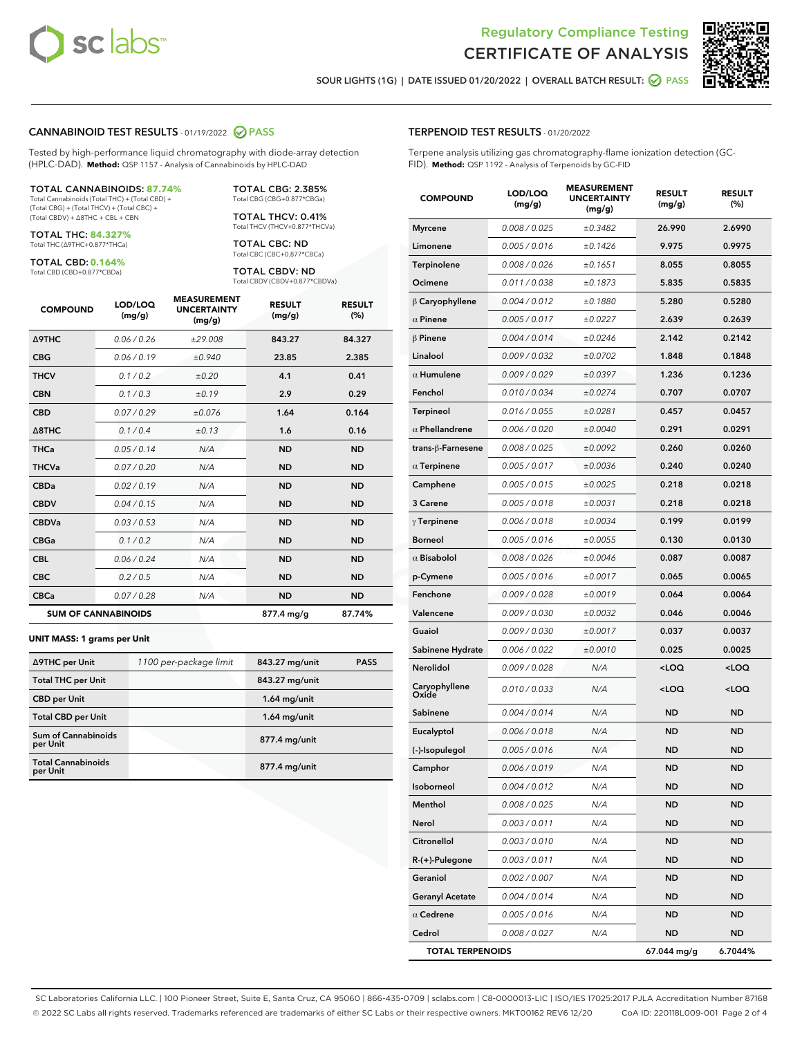# Regulatory Compliance Testing
# CERTIFICATE OF ANALYSIS

SOUR LIGHTS (1G) | DATE ISSUED 01/20/2022 | OVERALL BATCH RESULT: PASS

## CANNABINOID TEST RESULTS - 01/19/2022 PASS

Tested by high-performance liquid chromatography with diode-array detection (HPLC-DAD). **Method:** QSP 1157 - Analysis of Cannabinoids by HPLC-DAD

**TOTAL CANNABINOIDS: 87.74%**
Total Cannabinoids (Total THC) + (Total CBD) + (Total CBG) + (Total THCV) + (Total CBC) + (Total CBDV) + Δ8THC + CBL + CBN

**TOTAL THC: 84.327%**
Total THC (Δ9THC+0.877*THCa)

**TOTAL CBD: 0.164%**
Total CBD (CBD+0.877*CBDa)

**TOTAL CBG: 2.385%**
Total CBG (CBG+0.877*CBGa)

**TOTAL THCV: 0.41%**
Total THCV (THCV+0.877*THCVa)

**TOTAL CBC: ND**
Total CBC (CBC+0.877*CBCa)

**TOTAL CBDV: ND**
Total CBDV (CBDV+0.877*CBDVa)

| COMPOUND | LOD/LOQ (mg/g) | MEASUREMENT UNCERTAINTY (mg/g) | RESULT (mg/g) | RESULT (%) |
|---|---|---|---|---|
| Δ9THC | 0.06 / 0.26 | ±29.008 | 843.27 | 84.327 |
| CBG | 0.06 / 0.19 | ±0.940 | 23.85 | 2.385 |
| THCV | 0.1 / 0.2 | ±0.20 | 4.1 | 0.41 |
| CBN | 0.1 / 0.3 | ±0.19 | 2.9 | 0.29 |
| CBD | 0.07 / 0.29 | ±0.076 | 1.64 | 0.164 |
| Δ8THC | 0.1 / 0.4 | ±0.13 | 1.6 | 0.16 |
| THCa | 0.05 / 0.14 | N/A | ND | ND |
| THCVa | 0.07 / 0.20 | N/A | ND | ND |
| CBDa | 0.02 / 0.19 | N/A | ND | ND |
| CBDV | 0.04 / 0.15 | N/A | ND | ND |
| CBDVa | 0.03 / 0.53 | N/A | ND | ND |
| CBGa | 0.1 / 0.2 | N/A | ND | ND |
| CBL | 0.06 / 0.24 | N/A | ND | ND |
| CBC | 0.2 / 0.5 | N/A | ND | ND |
| CBCa | 0.07 / 0.28 | N/A | ND | ND |
| **SUM OF CANNABINOIDS** | | | 877.4 mg/g | 87.74% |

**UNIT MASS: 1 grams per Unit**

| | | | |
|---|---|---|---|
| Δ9THC per Unit | 1100 per-package limit | 843.27 mg/unit | PASS |
| Total THC per Unit | | 843.27 mg/unit | |
| CBD per Unit | | 1.64 mg/unit | |
| Total CBD per Unit | | 1.64 mg/unit | |
| Sum of Cannabinoids per Unit | | 877.4 mg/unit | |
| Total Cannabinoids per Unit | | 877.4 mg/unit | |

## TERPENOID TEST RESULTS - 01/20/2022

Terpene analysis utilizing gas chromatography-flame ionization detection (GC-FID). **Method:** QSP 1192 - Analysis of Terpenoids by GC-FID

| COMPOUND | LOD/LOQ (mg/g) | MEASUREMENT UNCERTAINTY (mg/g) | RESULT (mg/g) | RESULT (%) |
|---|---|---|---|---|
| Myrcene | 0.008 / 0.025 | ±0.3482 | 26.990 | 2.6990 |
| Limonene | 0.005 / 0.016 | ±0.1426 | 9.975 | 0.9975 |
| Terpinolene | 0.008 / 0.026 | ±0.1651 | 8.055 | 0.8055 |
| Ocimene | 0.011 / 0.038 | ±0.1873 | 5.835 | 0.5835 |
| β Caryophyllene | 0.004 / 0.012 | ±0.1880 | 5.280 | 0.5280 |
| α Pinene | 0.005 / 0.017 | ±0.0227 | 2.639 | 0.2639 |
| β Pinene | 0.004 / 0.014 | ±0.0246 | 2.142 | 0.2142 |
| Linalool | 0.009 / 0.032 | ±0.0702 | 1.848 | 0.1848 |
| α Humulene | 0.009 / 0.029 | ±0.0397 | 1.236 | 0.1236 |
| Fenchol | 0.010 / 0.034 | ±0.0274 | 0.707 | 0.0707 |
| Terpineol | 0.016 / 0.055 | ±0.0281 | 0.457 | 0.0457 |
| α Phellandrene | 0.006 / 0.020 | ±0.0040 | 0.291 | 0.0291 |
| trans-β-Farnesene | 0.008 / 0.025 | ±0.0092 | 0.260 | 0.0260 |
| α Terpinene | 0.005 / 0.017 | ±0.0036 | 0.240 | 0.0240 |
| Camphene | 0.005 / 0.015 | ±0.0025 | 0.218 | 0.0218 |
| 3 Carene | 0.005 / 0.018 | ±0.0031 | 0.218 | 0.0218 |
| γ Terpinene | 0.006 / 0.018 | ±0.0034 | 0.199 | 0.0199 |
| Borneol | 0.005 / 0.016 | ±0.0055 | 0.130 | 0.0130 |
| α Bisabolol | 0.008 / 0.026 | ±0.0046 | 0.087 | 0.0087 |
| p-Cymene | 0.005 / 0.016 | ±0.0017 | 0.065 | 0.0065 |
| Fenchone | 0.009 / 0.028 | ±0.0019 | 0.064 | 0.0064 |
| Valencene | 0.009 / 0.030 | ±0.0032 | 0.046 | 0.0046 |
| Guaiol | 0.009 / 0.030 | ±0.0017 | 0.037 | 0.0037 |
| Sabinene Hydrate | 0.006 / 0.022 | ±0.0010 | 0.025 | 0.0025 |
| Nerolidol | 0.009 / 0.028 | N/A | <LOQ | <LOQ |
| Caryophyllene Oxide | 0.010 / 0.033 | N/A | <LOQ | <LOQ |
| Sabinene | 0.004 / 0.014 | N/A | ND | ND |
| Eucalyptol | 0.006 / 0.018 | N/A | ND | ND |
| (-)-Isopulegol | 0.005 / 0.016 | N/A | ND | ND |
| Camphor | 0.006 / 0.019 | N/A | ND | ND |
| Isoborneol | 0.004 / 0.012 | N/A | ND | ND |
| Menthol | 0.008 / 0.025 | N/A | ND | ND |
| Nerol | 0.003 / 0.011 | N/A | ND | ND |
| Citronellol | 0.003 / 0.010 | N/A | ND | ND |
| R-(+)-Pulegone | 0.003 / 0.011 | N/A | ND | ND |
| Geraniol | 0.002 / 0.007 | N/A | ND | ND |
| Geranyl Acetate | 0.004 / 0.014 | N/A | ND | ND |
| α Cedrene | 0.005 / 0.016 | N/A | ND | ND |
| Cedrol | 0.008 / 0.027 | N/A | ND | ND |
| **TOTAL TERPENOIDS** | | | 67.044 mg/g | 6.7044% |

SC Laboratories California LLC. | 100 Pioneer Street, Suite E, Santa Cruz, CA 95060 | 866-435-0709 | sclabs.com | C8-0000013-LIC | ISO/IES 17025:2017 PJLA Accreditation Number 87168
© 2022 SC Labs all rights reserved. Trademarks referenced are trademarks of either SC Labs or their respective owners. MKT00162 REV6 12/20 CoA ID: 220118L009-001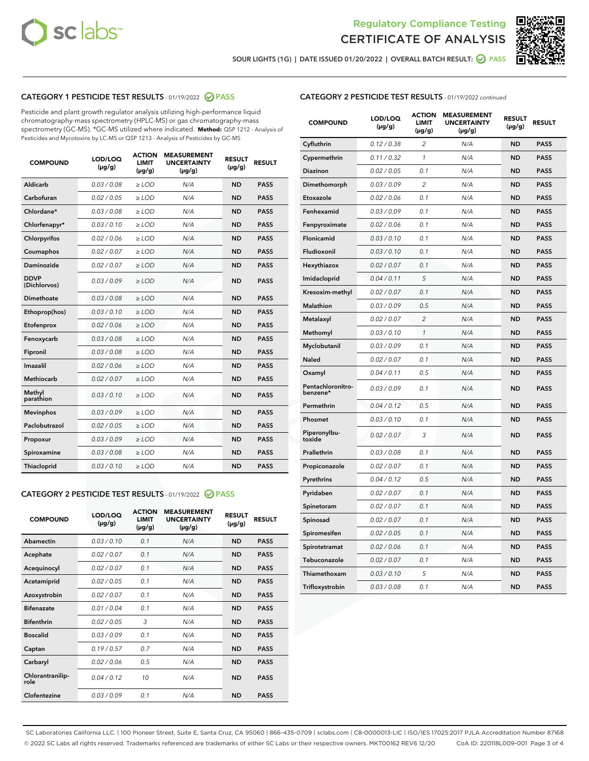Regulatory Compliance Testing
CERTIFICATE OF ANALYSIS

SOUR LIGHTS (1G) | DATE ISSUED 01/20/2022 | OVERALL BATCH RESULT: PASS

## CATEGORY 1 PESTICIDE TEST RESULTS - 01/19/2022 PASS

Pesticide and plant growth regulator analysis utilizing high-performance liquid chromatography-mass spectrometry (HPLC-MS) or gas chromatography-mass spectrometry (GC-MS). *GC-MS utilized where indicated. **Method:** QSP 1212 - Analysis of Pesticides and Mycotoxins by LC-MS or QSP 1213 - Analysis of Pesticides by GC-MS

| COMPOUND | LOD/LOQ (µg/g) | ACTION LIMIT (µg/g) | MEASUREMENT UNCERTAINTY (µg/g) | RESULT (µg/g) | RESULT |
|---|---|---|---|---|---|
| Aldicarb | 0.03 / 0.08 | ≥ LOD | N/A | ND | PASS |
| Carbofuran | 0.02 / 0.05 | ≥ LOD | N/A | ND | PASS |
| Chlordane* | 0.03 / 0.08 | ≥ LOD | N/A | ND | PASS |
| Chlorfenapyr* | 0.03 / 0.10 | ≥ LOD | N/A | ND | PASS |
| Chlorpyrifos | 0.02 / 0.06 | ≥ LOD | N/A | ND | PASS |
| Coumaphos | 0.02 / 0.07 | ≥ LOD | N/A | ND | PASS |
| Daminozide | 0.02 / 0.07 | ≥ LOD | N/A | ND | PASS |
| DDVP (Dichlorvos) | 0.03 / 0.09 | ≥ LOD | N/A | ND | PASS |
| Dimethoate | 0.03 / 0.08 | ≥ LOD | N/A | ND | PASS |
| Ethoprop(hos) | 0.03 / 0.10 | ≥ LOD | N/A | ND | PASS |
| Etofenprox | 0.02 / 0.06 | ≥ LOD | N/A | ND | PASS |
| Fenoxycarb | 0.03 / 0.08 | ≥ LOD | N/A | ND | PASS |
| Fipronil | 0.03 / 0.08 | ≥ LOD | N/A | ND | PASS |
| Imazalil | 0.02 / 0.06 | ≥ LOD | N/A | ND | PASS |
| Methiocarb | 0.02 / 0.07 | ≥ LOD | N/A | ND | PASS |
| Methyl parathion | 0.03 / 0.10 | ≥ LOD | N/A | ND | PASS |
| Mevinphos | 0.03 / 0.09 | ≥ LOD | N/A | ND | PASS |
| Paclobutrazol | 0.02 / 0.05 | ≥ LOD | N/A | ND | PASS |
| Propoxur | 0.03 / 0.09 | ≥ LOD | N/A | ND | PASS |
| Spiroxamine | 0.03 / 0.08 | ≥ LOD | N/A | ND | PASS |
| Thiacloprid | 0.03 / 0.10 | ≥ LOD | N/A | ND | PASS |

## CATEGORY 2 PESTICIDE TEST RESULTS - 01/19/2022 PASS

| COMPOUND | LOD/LOQ (µg/g) | ACTION LIMIT (µg/g) | MEASUREMENT UNCERTAINTY (µg/g) | RESULT (µg/g) | RESULT |
|---|---|---|---|---|---|
| Abamectin | 0.03 / 0.10 | 0.1 | N/A | ND | PASS |
| Acephate | 0.02 / 0.07 | 0.1 | N/A | ND | PASS |
| Acequinocyl | 0.02 / 0.07 | 0.1 | N/A | ND | PASS |
| Acetamiprid | 0.02 / 0.05 | 0.1 | N/A | ND | PASS |
| Azoxystrobin | 0.02 / 0.07 | 0.1 | N/A | ND | PASS |
| Bifenazate | 0.01 / 0.04 | 0.1 | N/A | ND | PASS |
| Bifenthrin | 0.02 / 0.05 | 3 | N/A | ND | PASS |
| Boscalid | 0.03 / 0.09 | 0.1 | N/A | ND | PASS |
| Captan | 0.19 / 0.57 | 0.7 | N/A | ND | PASS |
| Carbaryl | 0.02 / 0.06 | 0.5 | N/A | ND | PASS |
| Chlorantraniliprole | 0.04 / 0.12 | 10 | N/A | ND | PASS |
| Clofentezine | 0.03 / 0.09 | 0.1 | N/A | ND | PASS |
| Cyfluthrin | 0.12 / 0.38 | 2 | N/A | ND | PASS |
| Cypermethrin | 0.11 / 0.32 | 1 | N/A | ND | PASS |
| Diazinon | 0.02 / 0.05 | 0.1 | N/A | ND | PASS |
| Dimethomorph | 0.03 / 0.09 | 2 | N/A | ND | PASS |
| Etoxazole | 0.02 / 0.06 | 0.1 | N/A | ND | PASS |
| Fenhexamid | 0.03 / 0.09 | 0.1 | N/A | ND | PASS |
| Fenpyroximate | 0.02 / 0.06 | 0.1 | N/A | ND | PASS |
| Flonicamid | 0.03 / 0.10 | 0.1 | N/A | ND | PASS |
| Fludioxonil | 0.03 / 0.10 | 0.1 | N/A | ND | PASS |
| Hexythiazox | 0.02 / 0.07 | 0.1 | N/A | ND | PASS |
| Imidacloprid | 0.04 / 0.11 | 5 | N/A | ND | PASS |
| Kresoxim-methyl | 0.02 / 0.07 | 0.1 | N/A | ND | PASS |
| Malathion | 0.03 / 0.09 | 0.5 | N/A | ND | PASS |
| Metalaxyl | 0.02 / 0.07 | 2 | N/A | ND | PASS |
| Methomyl | 0.03 / 0.10 | 1 | N/A | ND | PASS |
| Myclobutanil | 0.03 / 0.09 | 0.1 | N/A | ND | PASS |
| Naled | 0.02 / 0.07 | 0.1 | N/A | ND | PASS |
| Oxamyl | 0.04 / 0.11 | 0.5 | N/A | ND | PASS |
| Pentachloronitrobenzene* | 0.03 / 0.09 | 0.1 | N/A | ND | PASS |
| Permethrin | 0.04 / 0.12 | 0.5 | N/A | ND | PASS |
| Phosmet | 0.03 / 0.10 | 0.1 | N/A | ND | PASS |
| Piperonylbutoxide | 0.02 / 0.07 | 3 | N/A | ND | PASS |
| Prallethrin | 0.03 / 0.08 | 0.1 | N/A | ND | PASS |
| Propiconazole | 0.02 / 0.07 | 0.1 | N/A | ND | PASS |
| Pyrethrins | 0.04 / 0.12 | 0.5 | N/A | ND | PASS |
| Pyridaben | 0.02 / 0.07 | 0.1 | N/A | ND | PASS |
| Spinetoram | 0.02 / 0.07 | 0.1 | N/A | ND | PASS |
| Spinosad | 0.02 / 0.07 | 0.1 | N/A | ND | PASS |
| Spiromesifen | 0.02 / 0.05 | 0.1 | N/A | ND | PASS |
| Spirotetramat | 0.02 / 0.06 | 0.1 | N/A | ND | PASS |
| Tebuconazole | 0.02 / 0.07 | 0.1 | N/A | ND | PASS |
| Thiamethoxam | 0.03 / 0.10 | 5 | N/A | ND | PASS |
| Trifloxystrobin | 0.03 / 0.08 | 0.1 | N/A | ND | PASS |

SC Laboratories California LLC. | 100 Pioneer Street, Suite E, Santa Cruz, CA 95060 | 866-435-0709 | sclabs.com | C8-0000013-LIC | ISO/IES 17025:2017 PJLA Accreditation Number 87168
© 2022 SC Labs all rights reserved. Trademarks referenced are trademarks of either SC Labs or their respective owners. MKT00162 REV6 12/20 CoA ID: 220118L009-001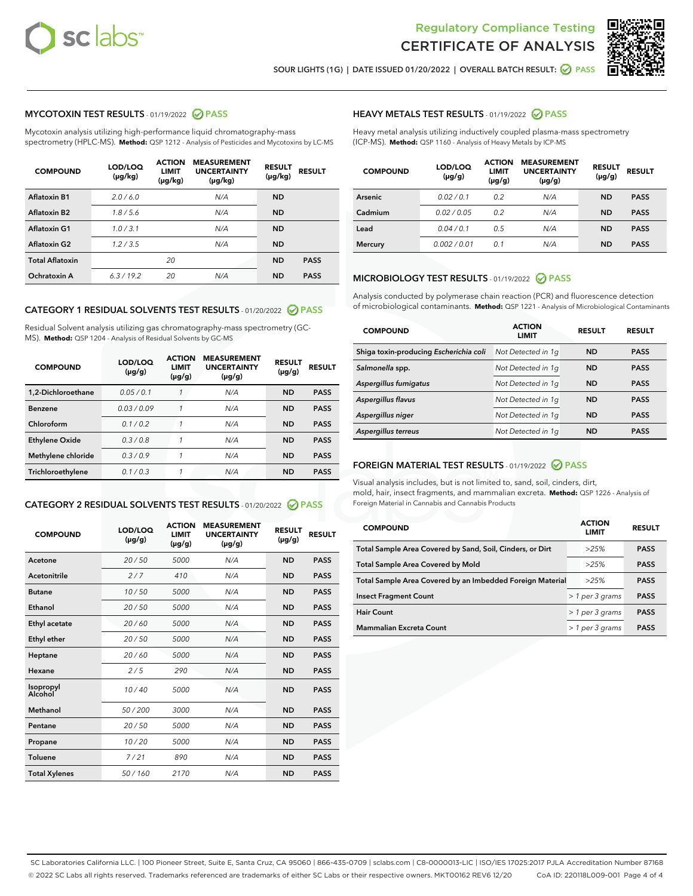Regulatory Compliance Testing
# CERTIFICATE OF ANALYSIS

SOUR LIGHTS (1G) | DATE ISSUED 01/20/2022 | OVERALL BATCH RESULT: PASS

## MYCOTOXIN TEST RESULTS - 01/19/2022 PASS

Mycotoxin analysis utilizing high-performance liquid chromatography-mass spectrometry (HPLC-MS). **Method:** QSP 1212 - Analysis of Pesticides and Mycotoxins by LC-MS

| COMPOUND | LOD/LOQ (µg/kg) | ACTION LIMIT (µg/kg) | MEASUREMENT UNCERTAINTY (µg/kg) | RESULT (µg/kg) | RESULT |
|---|---|---|---|---|---|
| Aflatoxin B1 | 2.0 / 6.0 | | N/A | ND | |
| Aflatoxin B2 | 1.8 / 5.6 | | N/A | ND | |
| Aflatoxin G1 | 1.0 / 3.1 | | N/A | ND | |
| Aflatoxin G2 | 1.2 / 3.5 | | N/A | ND | |
| Total Aflatoxin | | 20 | | ND | PASS |
| Ochratoxin A | 6.3 / 19.2 | 20 | N/A | ND | PASS |

## CATEGORY 1 RESIDUAL SOLVENTS TEST RESULTS - 01/20/2022 PASS

Residual Solvent analysis utilizing gas chromatography-mass spectrometry (GC-MS). **Method:** QSP 1204 - Analysis of Residual Solvents by GC-MS

| COMPOUND | LOD/LOQ (µg/g) | ACTION LIMIT (µg/g) | MEASUREMENT UNCERTAINTY (µg/g) | RESULT (µg/g) | RESULT |
|---|---|---|---|---|---|
| 1,2-Dichloroethane | 0.05 / 0.1 | 1 | N/A | ND | PASS |
| Benzene | 0.03 / 0.09 | 1 | N/A | ND | PASS |
| Chloroform | 0.1 / 0.2 | 1 | N/A | ND | PASS |
| Ethylene Oxide | 0.3 / 0.8 | 1 | N/A | ND | PASS |
| Methylene chloride | 0.3 / 0.9 | 1 | N/A | ND | PASS |
| Trichloroethylene | 0.1 / 0.3 | 1 | N/A | ND | PASS |

## CATEGORY 2 RESIDUAL SOLVENTS TEST RESULTS - 01/20/2022 PASS

| COMPOUND | LOD/LOQ (µg/g) | ACTION LIMIT (µg/g) | MEASUREMENT UNCERTAINTY (µg/g) | RESULT (µg/g) | RESULT |
|---|---|---|---|---|---|
| Acetone | 20 / 50 | 5000 | N/A | ND | PASS |
| Acetonitrile | 2 / 7 | 410 | N/A | ND | PASS |
| Butane | 10 / 50 | 5000 | N/A | ND | PASS |
| Ethanol | 20 / 50 | 5000 | N/A | ND | PASS |
| Ethyl acetate | 20 / 60 | 5000 | N/A | ND | PASS |
| Ethyl ether | 20 / 50 | 5000 | N/A | ND | PASS |
| Heptane | 20 / 60 | 5000 | N/A | ND | PASS |
| Hexane | 2 / 5 | 290 | N/A | ND | PASS |
| Isopropyl Alcohol | 10 / 40 | 5000 | N/A | ND | PASS |
| Methanol | 50 / 200 | 3000 | N/A | ND | PASS |
| Pentane | 20 / 50 | 5000 | N/A | ND | PASS |
| Propane | 10 / 20 | 5000 | N/A | ND | PASS |
| Toluene | 7 / 21 | 890 | N/A | ND | PASS |
| Total Xylenes | 50 / 160 | 2170 | N/A | ND | PASS |

## HEAVY METALS TEST RESULTS - 01/19/2022 PASS

Heavy metal analysis utilizing inductively coupled plasma-mass spectrometry (ICP-MS). **Method:** QSP 1160 - Analysis of Heavy Metals by ICP-MS

| COMPOUND | LOD/LOQ (µg/g) | ACTION LIMIT (µg/g) | MEASUREMENT UNCERTAINTY (µg/g) | RESULT (µg/g) | RESULT |
|---|---|---|---|---|---|
| Arsenic | 0.02 / 0.1 | 0.2 | N/A | ND | PASS |
| Cadmium | 0.02 / 0.05 | 0.2 | N/A | ND | PASS |
| Lead | 0.04 / 0.1 | 0.5 | N/A | ND | PASS |
| Mercury | 0.002 / 0.01 | 0.1 | N/A | ND | PASS |

## MICROBIOLOGY TEST RESULTS - 01/19/2022 PASS

Analysis conducted by polymerase chain reaction (PCR) and fluorescence detection of microbiological contaminants. **Method:** QSP 1221 - Analysis of Microbiological Contaminants

| COMPOUND | ACTION LIMIT | RESULT | RESULT |
|---|---|---|---|
| Shiga toxin-producing *Escherichia coli* | Not Detected in 1g | ND | PASS |
| *Salmonella* spp. | Not Detected in 1g | ND | PASS |
| *Aspergillus fumigatus* | Not Detected in 1g | ND | PASS |
| *Aspergillus flavus* | Not Detected in 1g | ND | PASS |
| *Aspergillus niger* | Not Detected in 1g | ND | PASS |
| *Aspergillus terreus* | Not Detected in 1g | ND | PASS |

## FOREIGN MATERIAL TEST RESULTS - 01/19/2022 PASS

Visual analysis includes, but is not limited to, sand, soil, cinders, dirt, mold, hair, insect fragments, and mammalian excreta. **Method:** QSP 1226 - Analysis of Foreign Material in Cannabis and Cannabis Products

| COMPOUND | ACTION LIMIT | RESULT |
|---|---|---|
| Total Sample Area Covered by Sand, Soil, Cinders, or Dirt | >25% | PASS |
| Total Sample Area Covered by Mold | >25% | PASS |
| Total Sample Area Covered by an Imbedded Foreign Material | >25% | PASS |
| Insect Fragment Count | > 1 per 3 grams | PASS |
| Hair Count | > 1 per 3 grams | PASS |
| Mammalian Excreta Count | > 1 per 3 grams | PASS |

SC Laboratories California LLC. | 100 Pioneer Street, Suite E, Santa Cruz, CA 95060 | 866-435-0709 | sclabs.com | C8-0000013-LIC | ISO/IES 17025:2017 PJLA Accreditation Number 87168
© 2022 SC Labs all rights reserved. Trademarks referenced are trademarks of either SC Labs or their respective owners. MKT00162 REV6 12/20 CoA ID: 220118L009-001